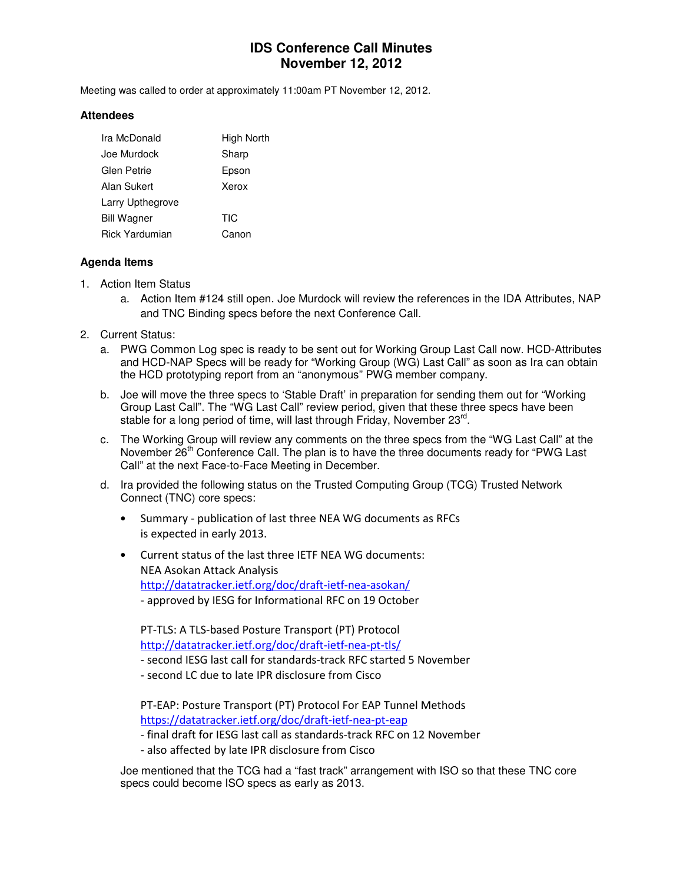# IDS Conference Call Minutes
# November 12, 2012

Meeting was called to order at approximately 11:00am PT November 12, 2012.

### Attendees

| | |
|---|---|
| Ira McDonald | High North |
| Joe Murdock | Sharp |
| Glen Petrie | Epson |
| Alan Sukert | Xerox |
| Larry Upthegrove | |
| Bill Wagner | TIC |
| Rick Yardumian | Canon |

### Agenda Items

1. Action Item Status
   a. Action Item #124 still open. Joe Murdock will review the references in the IDA Attributes, NAP and TNC Binding specs before the next Conference Call.

2. Current Status:
   a. PWG Common Log spec is ready to be sent out for Working Group Last Call now. HCD-Attributes and HCD-NAP Specs will be ready for "Working Group (WG) Last Call" as soon as Ira can obtain the HCD prototyping report from an "anonymous" PWG member company.

   b. Joe will move the three specs to 'Stable Draft' in preparation for sending them out for "Working Group Last Call". The "WG Last Call" review period, given that these three specs have been stable for a long period of time, will last through Friday, November 23rd.

   c. The Working Group will review any comments on the three specs from the "WG Last Call" at the November 26th Conference Call. The plan is to have the three documents ready for "PWG Last Call" at the next Face-to-Face Meeting in December.

   d. Ira provided the following status on the Trusted Computing Group (TCG) Trusted Network Connect (TNC) core specs:

      - Summary - publication of last three NEA WG documents as RFCs is expected in early 2013.

      - Current status of the last three IETF NEA WG documents:
        NEA Asokan Attack Analysis
        http://datatracker.ietf.org/doc/draft-ietf-nea-asokan/
        - approved by IESG for Informational RFC on 19 October

        PT-TLS: A TLS-based Posture Transport (PT) Protocol
        http://datatracker.ietf.org/doc/draft-ietf-nea-pt-tls/
        - second IESG last call for standards-track RFC started 5 November
        - second LC due to late IPR disclosure from Cisco

        PT-EAP: Posture Transport (PT) Protocol For EAP Tunnel Methods
        https://datatracker.ietf.org/doc/draft-ietf-nea-pt-eap
        - final draft for IESG last call as standards-track RFC on 12 November
        - also affected by late IPR disclosure from Cisco

   Joe mentioned that the TCG had a "fast track" arrangement with ISO so that these TNC core specs could become ISO specs as early as 2013.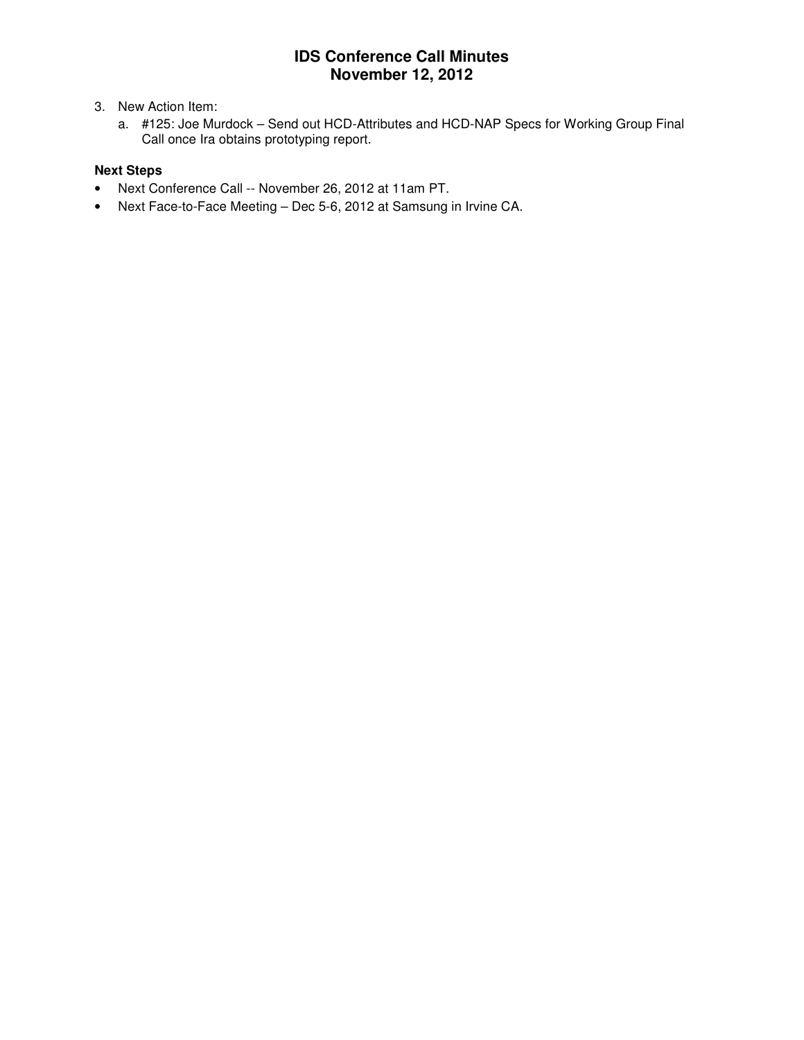# IDS Conference Call Minutes
# November 12, 2012

3. New Action Item:
   a. #125: Joe Murdock – Send out HCD-Attributes and HCD-NAP Specs for Working Group Final Call once Ira obtains prototyping report.

**Next Steps**

- Next Conference Call -- November 26, 2012 at 11am PT.
- Next Face-to-Face Meeting – Dec 5-6, 2012 at Samsung in Irvine CA.